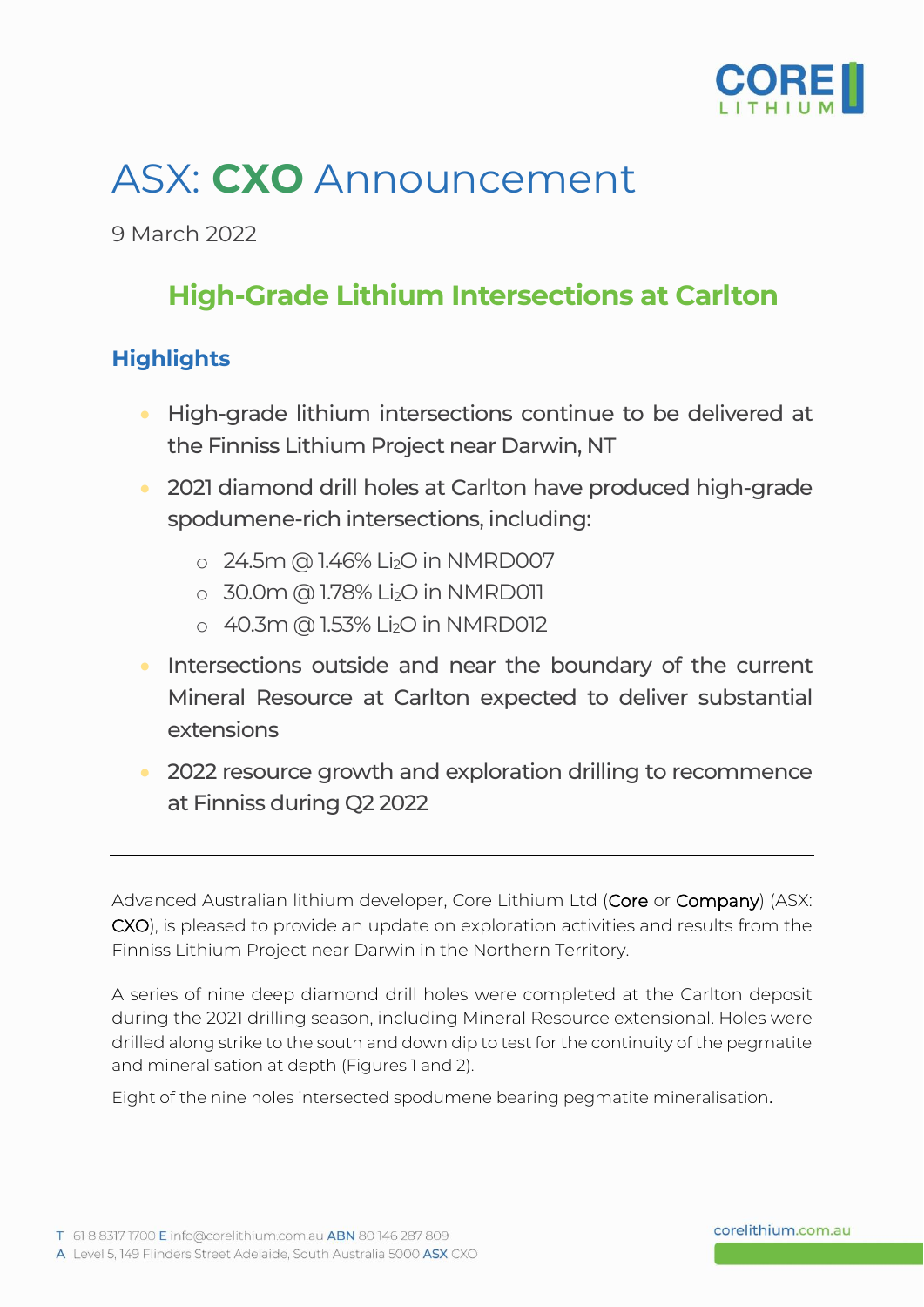# ASX: **CXO** Announcement

9 March 2022

## High-Grade Lithium Intersections at Carlton

### Highlights

- High-grade lithium intersections continue to be delivered at the Finniss Lithium Project near Darwin, NT
- 2021 diamond drill holes at Carlton have produced high-grade spodumene-rich intersections, including:
  - 24.5m @ 1.46% $Li_2O$ in NMRD007
  - 30.0m @ 1.78% $Li_2O$ in NMRD011
  - 40.3m @ 1.53% $Li_2O$ in NMRD012
- Intersections outside and near the boundary of the current Mineral Resource at Carlton expected to deliver substantial extensions
- 2022 resource growth and exploration drilling to recommence at Finniss during Q2 2022

---

Advanced Australian lithium developer, Core Lithium Ltd (Core or Company) (ASX: CXO), is pleased to provide an update on exploration activities and results from the Finniss Lithium Project near Darwin in the Northern Territory.

A series of nine deep diamond drill holes were completed at the Carlton deposit during the 2021 drilling season, including Mineral Resource extensional. Holes were drilled along strike to the south and down dip to test for the continuity of the pegmatite and mineralisation at depth (Figures 1 and 2).

Eight of the nine holes intersected spodumene bearing pegmatite mineralisation.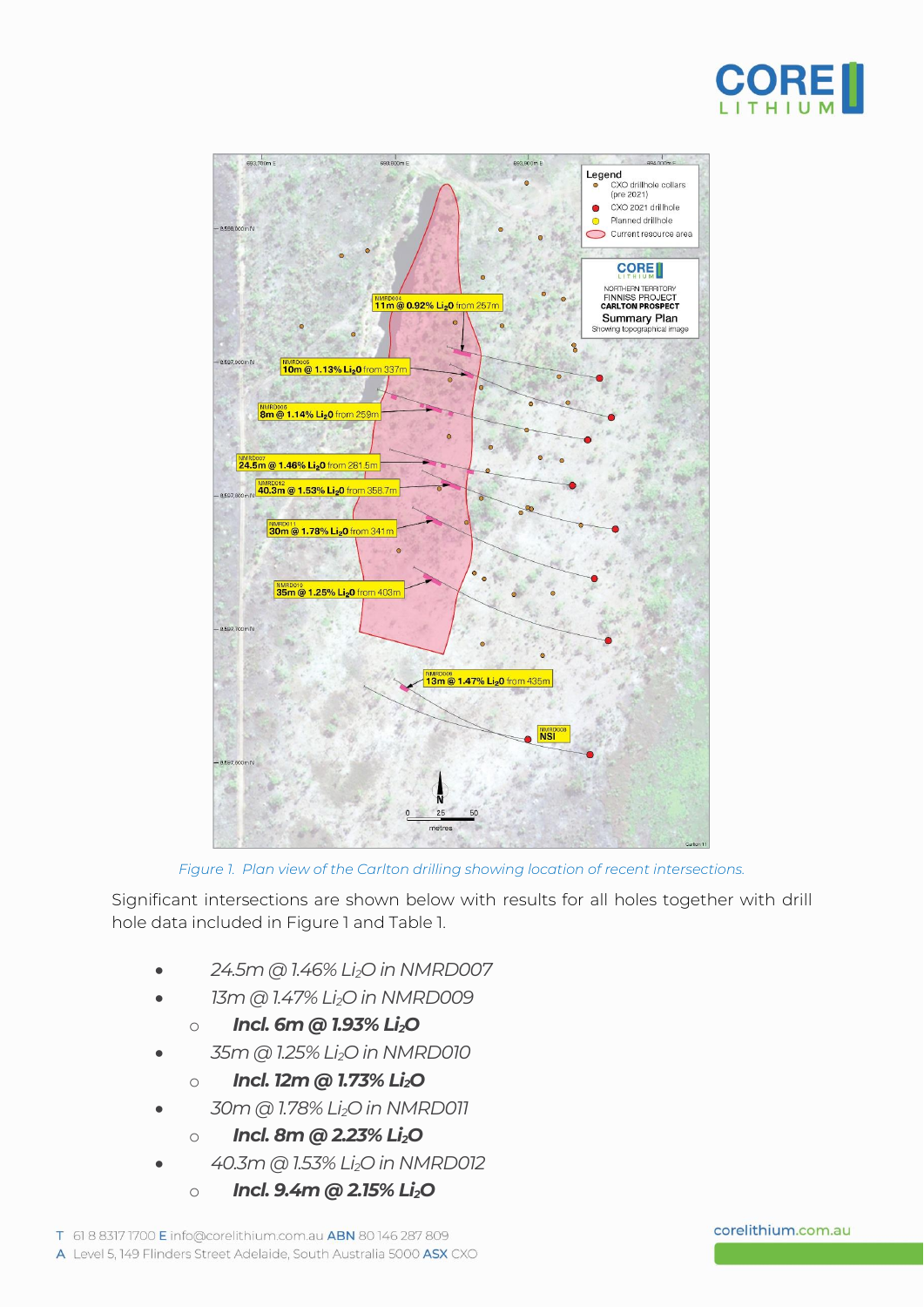Figure 1. Plan view of the Carlton drilling showing location of recent intersections.

Significant intersections are shown below with results for all holes together with drill hole data included in Figure 1 and Table 1.

- *24.5m @ 1.46% $Li_2O$ in NMRD007*
- *13m @ 1.47% $Li_2O$ in NMRD009*
  - ***Incl. 6m @ 1.93% $Li_2O$***
- *35m @ 1.25% $Li_2O$ in NMRD010*
  - ***Incl. 12m @ 1.73% $Li_2O$***
- *30m @ 1.78% $Li_2O$ in NMRD011*
  - ***Incl. 8m @ 2.23% $Li_2O$***
- *40.3m @ 1.53% $Li_2O$ in NMRD012*
  - ***Incl. 9.4m @ 2.15% $Li_2O$***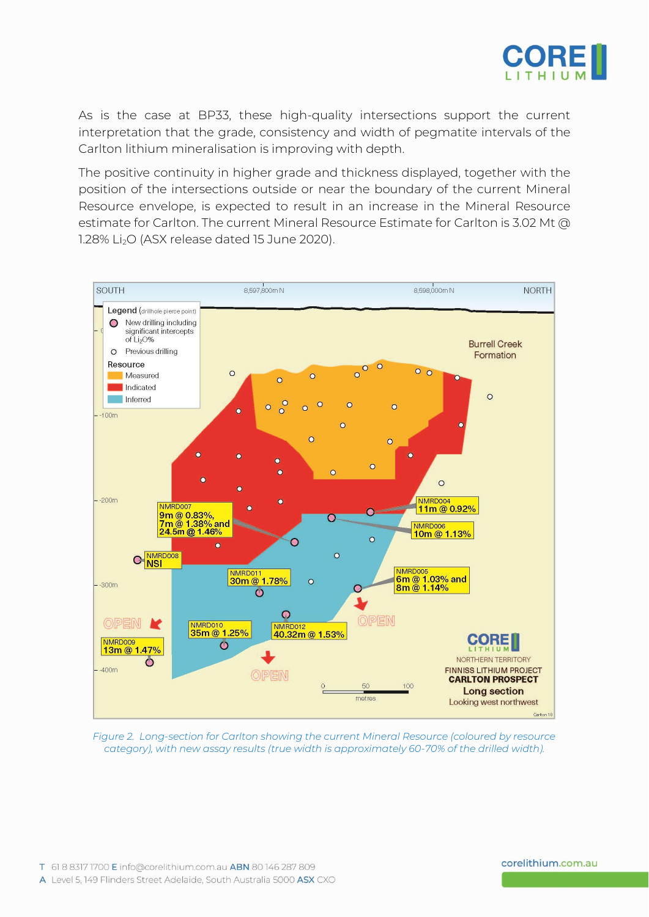As is the case at BP33, these high-quality intersections support the current interpretation that the grade, consistency and width of pegmatite intervals of the Carlton lithium mineralisation is improving with depth.

The positive continuity in higher grade and thickness displayed, together with the position of the intersections outside or near the boundary of the current Mineral Resource envelope, is expected to result in an increase in the Mineral Resource estimate for Carlton. The current Mineral Resource Estimate for Carlton is 3.02 Mt @ 1.28% $Li_2O$ (ASX release dated 15 June 2020).

*Figure 2. Long-section for Carlton showing the current Mineral Resource (coloured by resource category), with new assay results (true width is approximately 60-70% of the drilled width).*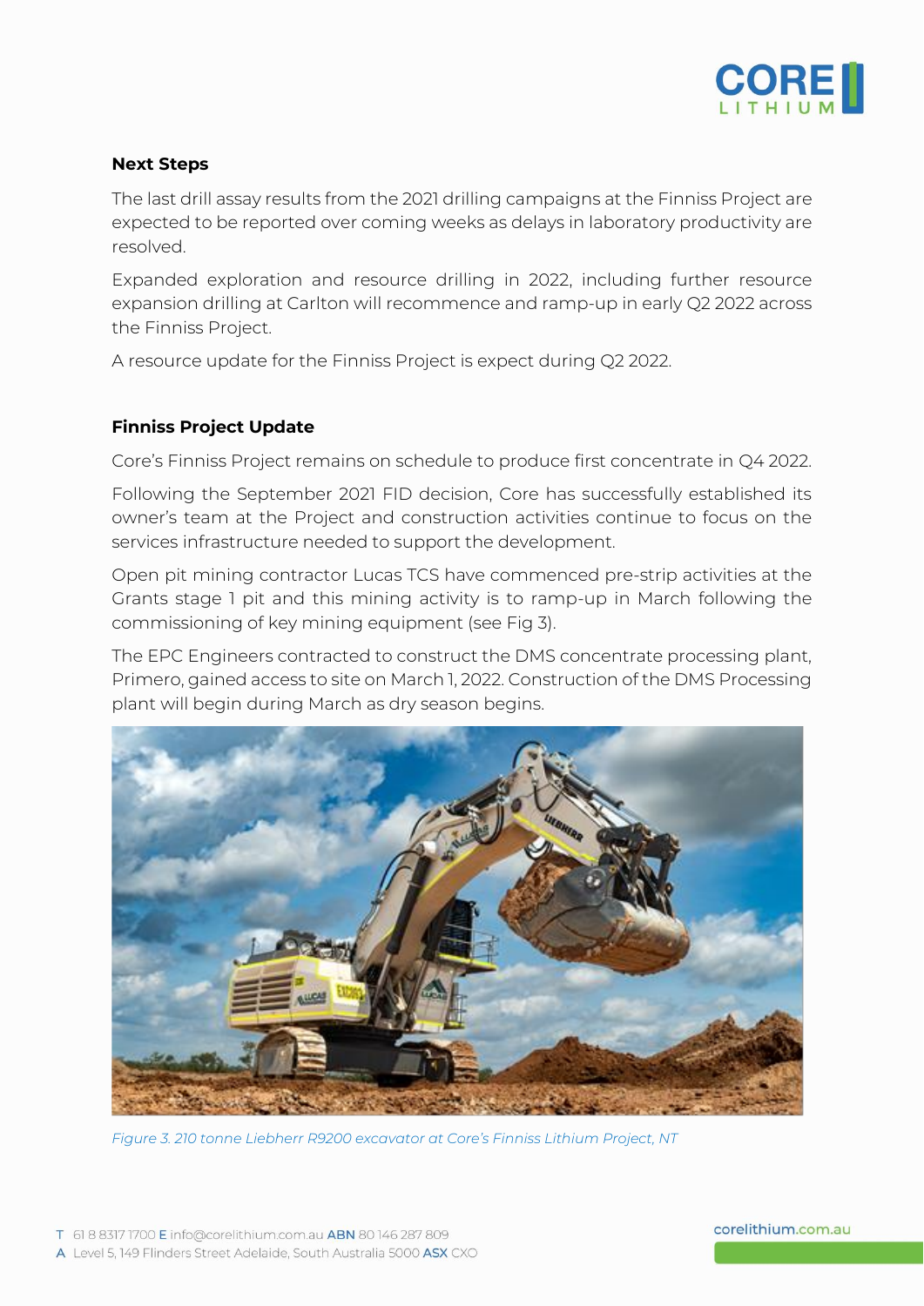## Next Steps

The last drill assay results from the 2021 drilling campaigns at the Finniss Project are expected to be reported over coming weeks as delays in laboratory productivity are resolved.

Expanded exploration and resource drilling in 2022, including further resource expansion drilling at Carlton will recommence and ramp-up in early Q2 2022 across the Finniss Project.

A resource update for the Finniss Project is expect during Q2 2022.

## Finniss Project Update

Core's Finniss Project remains on schedule to produce first concentrate in Q4 2022.

Following the September 2021 FID decision, Core has successfully established its owner's team at the Project and construction activities continue to focus on the services infrastructure needed to support the development.

Open pit mining contractor Lucas TCS have commenced pre-strip activities at the Grants stage 1 pit and this mining activity is to ramp-up in March following the commissioning of key mining equipment (see Fig 3).

The EPC Engineers contracted to construct the DMS concentrate processing plant, Primero, gained access to site on March 1, 2022. Construction of the DMS Processing plant will begin during March as dry season begins.

*Figure 3. 210 tonne Liebherr R9200 excavator at Core's Finniss Lithium Project, NT*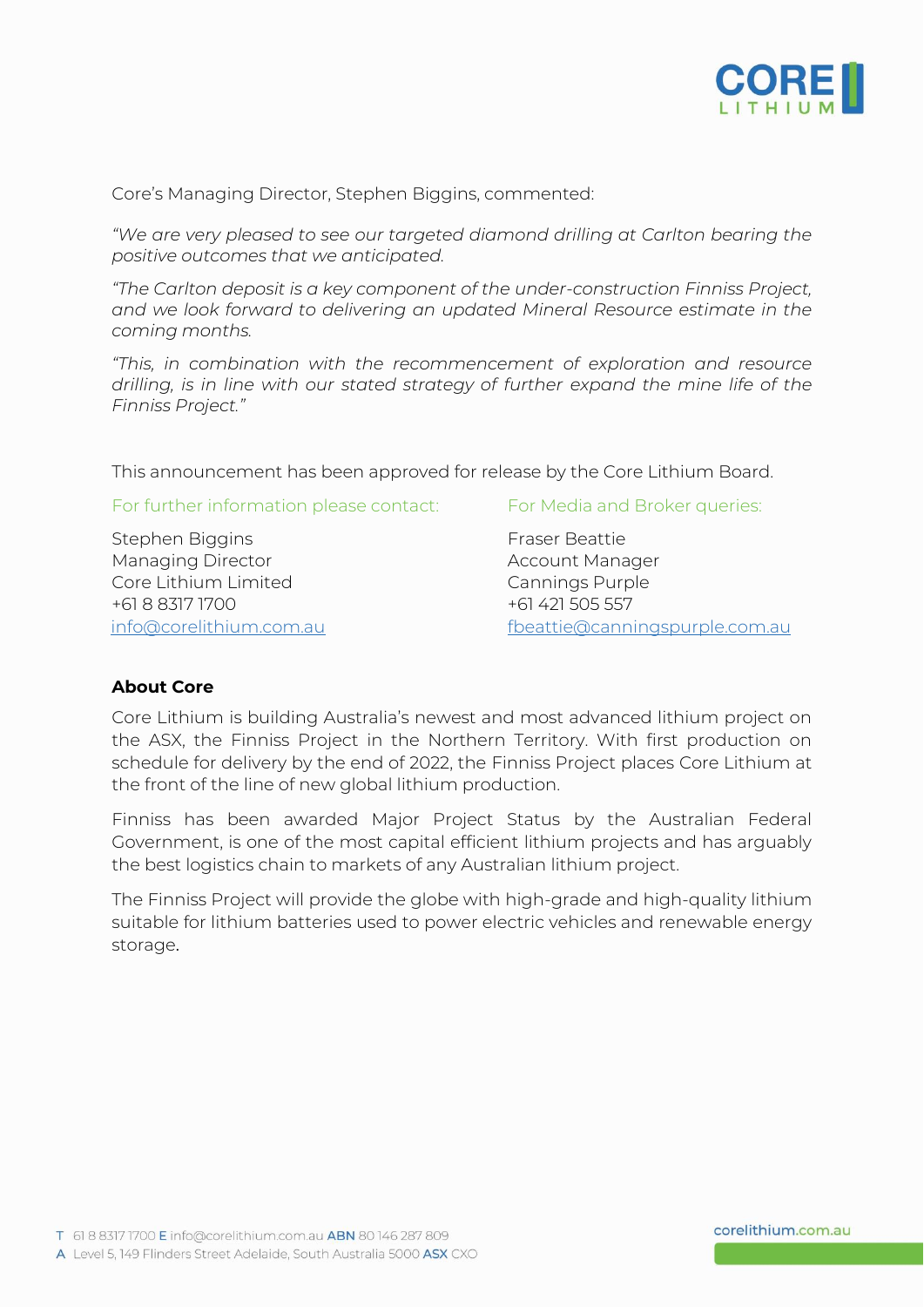Core's Managing Director, Stephen Biggins, commented:

*"We are very pleased to see our targeted diamond drilling at Carlton bearing the positive outcomes that we anticipated.*

*"The Carlton deposit is a key component of the under-construction Finniss Project, and we look forward to delivering an updated Mineral Resource estimate in the coming months.*

*"This, in combination with the recommencement of exploration and resource drilling, is in line with our stated strategy of further expand the mine life of the Finniss Project."*

This announcement has been approved for release by the Core Lithium Board.

For further information please contact:

Stephen Biggins
Managing Director
Core Lithium Limited
+61 8 8317 1700
info@corelithium.com.au

For Media and Broker queries:

Fraser Beattie
Account Manager
Cannings Purple
+61 421 505 557
fbeattie@canningspurple.com.au

**About Core**

Core Lithium is building Australia's newest and most advanced lithium project on the ASX, the Finniss Project in the Northern Territory. With first production on schedule for delivery by the end of 2022, the Finniss Project places Core Lithium at the front of the line of new global lithium production.

Finniss has been awarded Major Project Status by the Australian Federal Government, is one of the most capital efficient lithium projects and has arguably the best logistics chain to markets of any Australian lithium project.

The Finniss Project will provide the globe with high-grade and high-quality lithium suitable for lithium batteries used to power electric vehicles and renewable energy storage.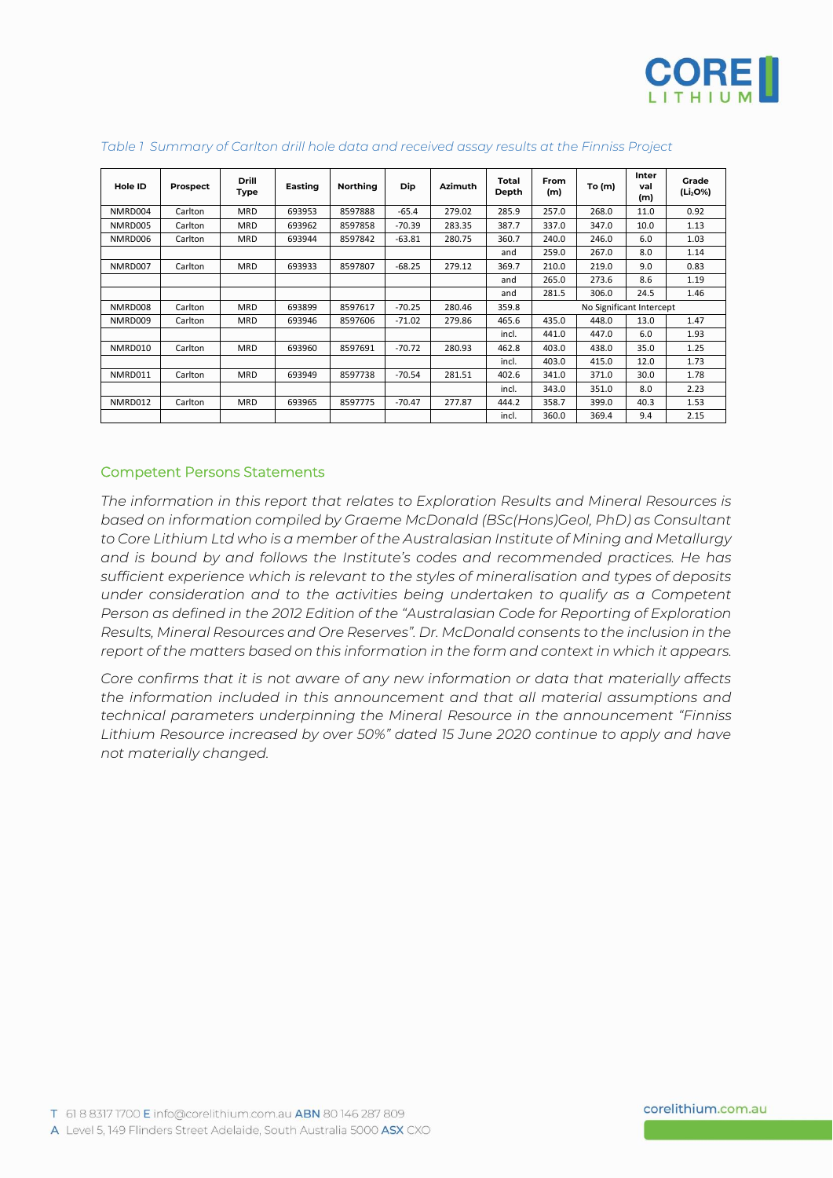*Table 1 Summary of Carlton drill hole data and received assay results at the Finniss Project*

| Hole ID | Prospect | Drill Type | Easting | Northing | Dip | Azimuth | Total Depth | From (m) | To (m) | Interval (m) | Grade ($Li_2O$%) |
|---|---|---|---|---|---|---|---|---|---|---|---|
| NMRD004 | Carlton | MRD | 693953 | 8597888 | -65.4 | 279.02 | 285.9 | 257.0 | 268.0 | 11.0 | 0.92 |
| NMRD005 | Carlton | MRD | 693962 | 8597858 | -70.39 | 283.35 | 387.7 | 337.0 | 347.0 | 10.0 | 1.13 |
| NMRD006 | Carlton | MRD | 693944 | 8597842 | -63.81 | 280.75 | 360.7 | 240.0 | 246.0 | 6.0 | 1.03 |
| | | | | | | | and | 259.0 | 267.0 | 8.0 | 1.14 |
| NMRD007 | Carlton | MRD | 693933 | 8597807 | -68.25 | 279.12 | 369.7 | 210.0 | 219.0 | 9.0 | 0.83 |
| | | | | | | | and | 265.0 | 273.6 | 8.6 | 1.19 |
| | | | | | | | and | 281.5 | 306.0 | 24.5 | 1.46 |
| NMRD008 | Carlton | MRD | 693899 | 8597617 | -70.25 | 280.46 | 359.8 | No Significant Intercept | | | |
| NMRD009 | Carlton | MRD | 693946 | 8597606 | -71.02 | 279.86 | 465.6 | 435.0 | 448.0 | 13.0 | 1.47 |
| | | | | | | | incl. | 441.0 | 447.0 | 6.0 | 1.93 |
| NMRD010 | Carlton | MRD | 693960 | 8597691 | -70.72 | 280.93 | 462.8 | 403.0 | 438.0 | 35.0 | 1.25 |
| | | | | | | | incl. | 403.0 | 415.0 | 12.0 | 1.73 |
| NMRD011 | Carlton | MRD | 693949 | 8597738 | -70.54 | 281.51 | 402.6 | 341.0 | 371.0 | 30.0 | 1.78 |
| | | | | | | | incl. | 343.0 | 351.0 | 8.0 | 2.23 |
| NMRD012 | Carlton | MRD | 693965 | 8597775 | -70.47 | 277.87 | 444.2 | 358.7 | 399.0 | 40.3 | 1.53 |
| | | | | | | | incl. | 360.0 | 369.4 | 9.4 | 2.15 |

## Competent Persons Statements

*The information in this report that relates to Exploration Results and Mineral Resources is based on information compiled by Graeme McDonald (BSc(Hons)Geol, PhD) as Consultant to Core Lithium Ltd who is a member of the Australasian Institute of Mining and Metallurgy and is bound by and follows the Institute's codes and recommended practices. He has sufficient experience which is relevant to the styles of mineralisation and types of deposits under consideration and to the activities being undertaken to qualify as a Competent Person as defined in the 2012 Edition of the "Australasian Code for Reporting of Exploration Results, Mineral Resources and Ore Reserves". Dr. McDonald consents to the inclusion in the report of the matters based on this information in the form and context in which it appears.*

*Core confirms that it is not aware of any new information or data that materially affects the information included in this announcement and that all material assumptions and technical parameters underpinning the Mineral Resource in the announcement "Finniss Lithium Resource increased by over 50%" dated 15 June 2020 continue to apply and have not materially changed.*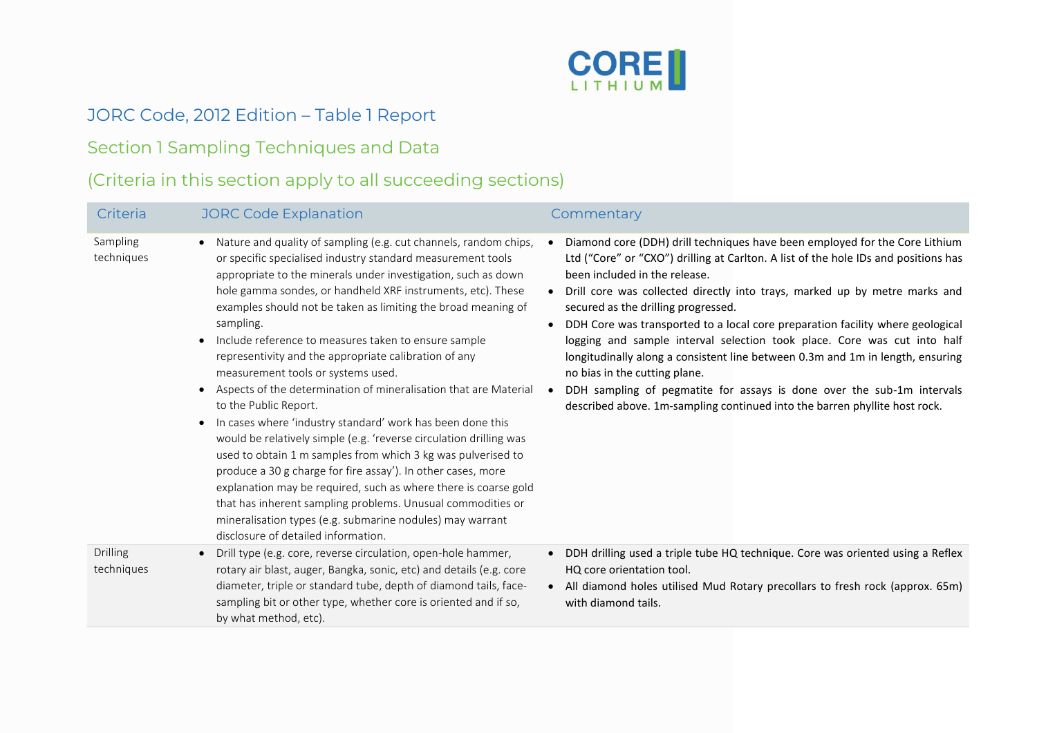# JORC Code, 2012 Edition – Table 1 Report

## Section 1 Sampling Techniques and Data

## (Criteria in this section apply to all succeeding sections)

| Criteria | JORC Code Explanation | Commentary |
|---|---|---|
| Sampling techniques | • Nature and quality of sampling (e.g. cut channels, random chips, or specific specialised industry standard measurement tools appropriate to the minerals under investigation, such as down hole gamma sondes, or handheld XRF instruments, etc). These examples should not be taken as limiting the broad meaning of sampling.<br>• Include reference to measures taken to ensure sample representivity and the appropriate calibration of any measurement tools or systems used.<br>• Aspects of the determination of mineralisation that are Material to the Public Report.<br>• In cases where 'industry standard' work has been done this would be relatively simple (e.g. 'reverse circulation drilling was used to obtain 1 m samples from which 3 kg was pulverised to produce a 30 g charge for fire assay'). In other cases, more explanation may be required, such as where there is coarse gold that has inherent sampling problems. Unusual commodities or mineralisation types (e.g. submarine nodules) may warrant disclosure of detailed information. | • Diamond core (DDH) drill techniques have been employed for the Core Lithium Ltd ("Core" or "CXO") drilling at Carlton. A list of the hole IDs and positions has been included in the release.<br>• Drill core was collected directly into trays, marked up by metre marks and secured as the drilling progressed.<br>• DDH Core was transported to a local core preparation facility where geological logging and sample interval selection took place. Core was cut into half longitudinally along a consistent line between 0.3m and 1m in length, ensuring no bias in the cutting plane.<br>• DDH sampling of pegmatite for assays is done over the sub-1m intervals described above. 1m-sampling continued into the barren phyllite host rock. |
| Drilling techniques | • Drill type (e.g. core, reverse circulation, open-hole hammer, rotary air blast, auger, Bangka, sonic, etc) and details (e.g. core diameter, triple or standard tube, depth of diamond tails, face-sampling bit or other type, whether core is oriented and if so, by what method, etc). | • DDH drilling used a triple tube HQ technique. Core was oriented using a Reflex HQ core orientation tool.<br>• All diamond holes utilised Mud Rotary precollars to fresh rock (approx. 65m) with diamond tails. |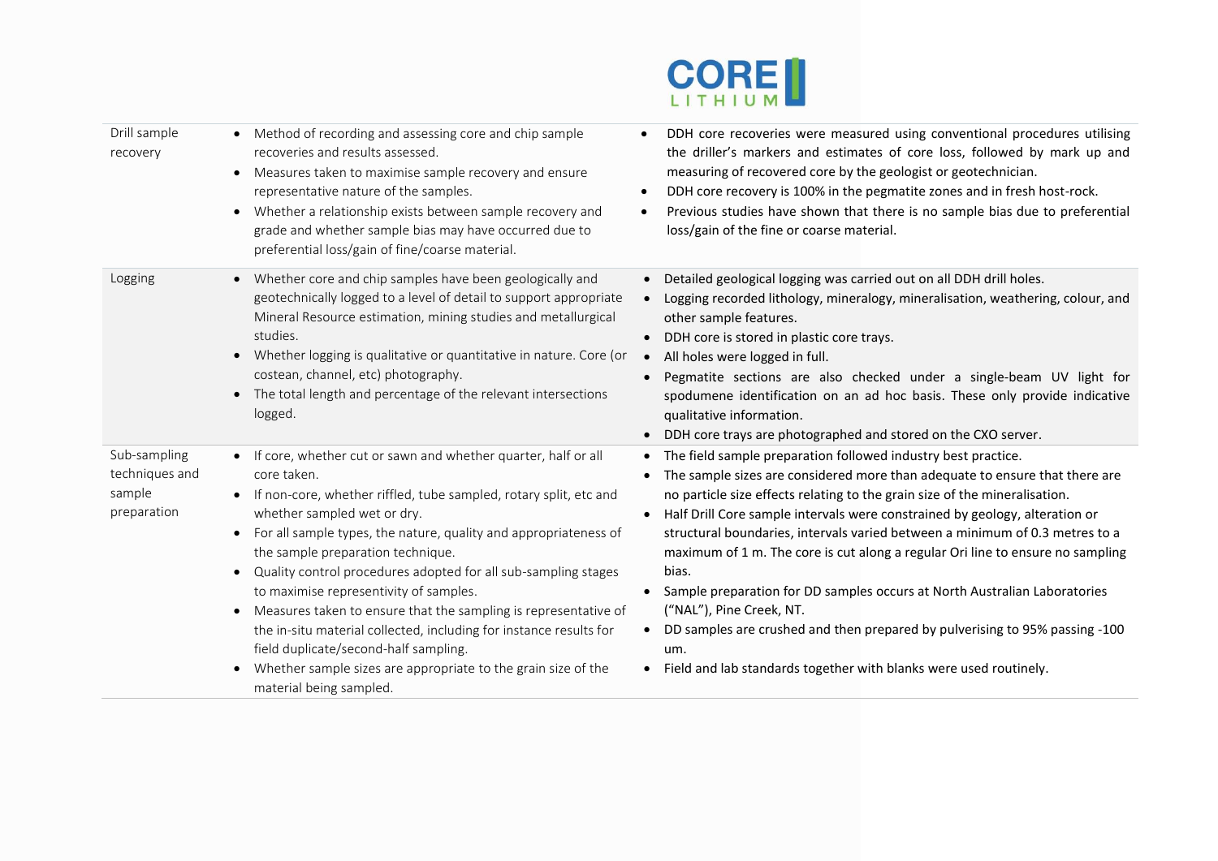| | | |
|---|---|---|
| Drill sample recovery | • Method of recording and assessing core and chip sample recoveries and results assessed.<br>• Measures taken to maximise sample recovery and ensure representative nature of the samples.<br>• Whether a relationship exists between sample recovery and grade and whether sample bias may have occurred due to preferential loss/gain of fine/coarse material. | • DDH core recoveries were measured using conventional procedures utilising the driller's markers and estimates of core loss, followed by mark up and measuring of recovered core by the geologist or geotechnician.<br>• DDH core recovery is 100% in the pegmatite zones and in fresh host-rock.<br>• Previous studies have shown that there is no sample bias due to preferential loss/gain of the fine or coarse material. |
| Logging | • Whether core and chip samples have been geologically and geotechnically logged to a level of detail to support appropriate Mineral Resource estimation, mining studies and metallurgical studies.<br>• Whether logging is qualitative or quantitative in nature. Core (or costean, channel, etc) photography.<br>• The total length and percentage of the relevant intersections logged. | • Detailed geological logging was carried out on all DDH drill holes.<br>• Logging recorded lithology, mineralogy, mineralisation, weathering, colour, and other sample features.<br>• DDH core is stored in plastic core trays.<br>• All holes were logged in full.<br>• Pegmatite sections are also checked under a single-beam UV light for spodumene identification on an ad hoc basis. These only provide indicative qualitative information.<br>• DDH core trays are photographed and stored on the CXO server. |
| Sub-sampling techniques and sample preparation | • If core, whether cut or sawn and whether quarter, half or all core taken.<br>• If non-core, whether riffled, tube sampled, rotary split, etc and whether sampled wet or dry.<br>• For all sample types, the nature, quality and appropriateness of the sample preparation technique.<br>• Quality control procedures adopted for all sub-sampling stages to maximise representivity of samples.<br>• Measures taken to ensure that the sampling is representative of the in-situ material collected, including for instance results for field duplicate/second-half sampling.<br>• Whether sample sizes are appropriate to the grain size of the material being sampled. | • The field sample preparation followed industry best practice.<br>• The sample sizes are considered more than adequate to ensure that there are no particle size effects relating to the grain size of the mineralisation.<br>• Half Drill Core sample intervals were constrained by geology, alteration or structural boundaries, intervals varied between a minimum of 0.3 metres to a maximum of 1 m. The core is cut along a regular Ori line to ensure no sampling bias.<br>• Sample preparation for DD samples occurs at North Australian Laboratories ("NAL"), Pine Creek, NT.<br>• DD samples are crushed and then prepared by pulverising to 95% passing -100 um.<br>• Field and lab standards together with blanks were used routinely. |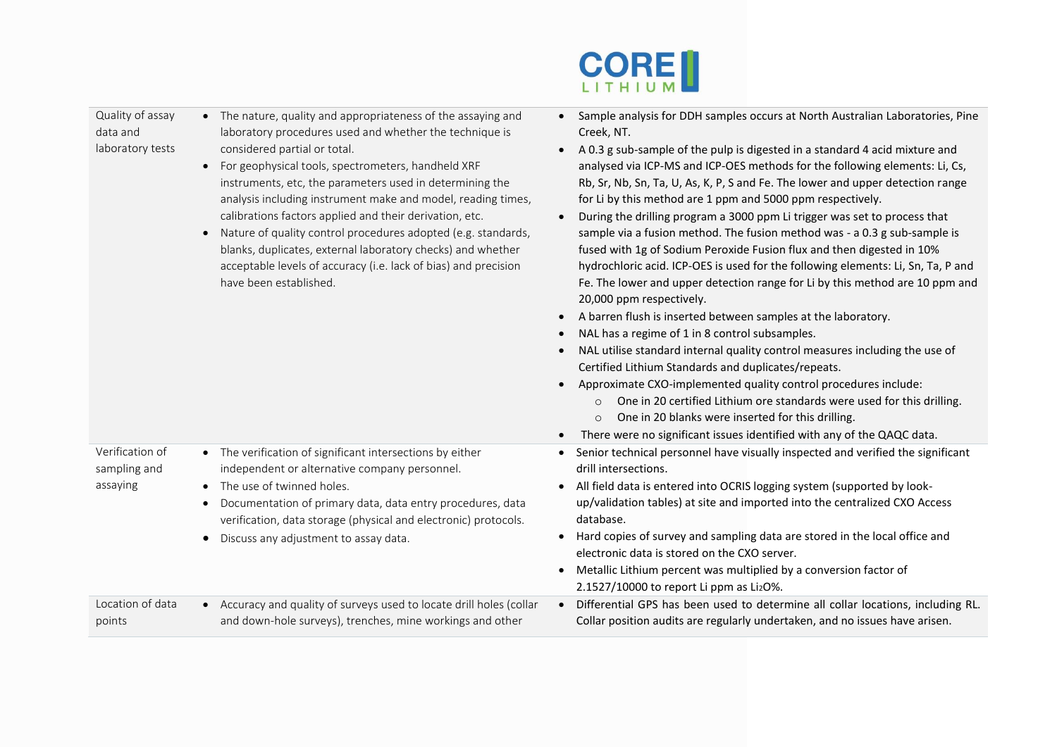| Criteria | JORC Code explanation | Commentary |
| --- | --- | --- |
| Quality of assay data and laboratory tests | • The nature, quality and appropriateness of the assaying and laboratory procedures used and whether the technique is considered partial or total.<br>• For geophysical tools, spectrometers, handheld XRF instruments, etc, the parameters used in determining the analysis including instrument make and model, reading times, calibrations factors applied and their derivation, etc.<br>• Nature of quality control procedures adopted (e.g. standards, blanks, duplicates, external laboratory checks) and whether acceptable levels of accuracy (i.e. lack of bias) and precision have been established. | • Sample analysis for DDH samples occurs at North Australian Laboratories, Pine Creek, NT.<br>• A 0.3 g sub-sample of the pulp is digested in a standard 4 acid mixture and analysed via ICP-MS and ICP-OES methods for the following elements: Li, Cs, Rb, Sr, Nb, Sn, Ta, U, As, K, P, S and Fe. The lower and upper detection range for Li by this method are 1 ppm and 5000 ppm respectively.<br>• During the drilling program a 3000 ppm Li trigger was set to process that sample via a fusion method. The fusion method was - a 0.3 g sub-sample is fused with 1g of Sodium Peroxide Fusion flux and then digested in 10% hydrochloric acid. ICP-OES is used for the following elements: Li, Sn, Ta, P and Fe. The lower and upper detection range for Li by this method are 10 ppm and 20,000 ppm respectively.<br>• A barren flush is inserted between samples at the laboratory.<br>• NAL has a regime of 1 in 8 control subsamples.<br>• NAL utilise standard internal quality control measures including the use of Certified Lithium Standards and duplicates/repeats.<br>• Approximate CXO-implemented quality control procedures include:<br>&nbsp;&nbsp;○ One in 20 certified Lithium ore standards were used for this drilling.<br>&nbsp;&nbsp;○ One in 20 blanks were inserted for this drilling.<br>• There were no significant issues identified with any of the QAQC data. |
| Verification of sampling and assaying | • The verification of significant intersections by either independent or alternative company personnel.<br>• The use of twinned holes.<br>• Documentation of primary data, data entry procedures, data verification, data storage (physical and electronic) protocols.<br>• Discuss any adjustment to assay data. | • Senior technical personnel have visually inspected and verified the significant drill intersections.<br>• All field data is entered into OCRIS logging system (supported by look-up/validation tables) at site and imported into the centralized CXO Access database.<br>• Hard copies of survey and sampling data are stored in the local office and electronic data is stored on the CXO server.<br>• Metallic Lithium percent was multiplied by a conversion factor of 2.1527/10000 to report Li ppm as $Li_2O$%. |
| Location of data points | • Accuracy and quality of surveys used to locate drill holes (collar and down-hole surveys), trenches, mine workings and other | • Differential GPS has been used to determine all collar locations, including RL. Collar position audits are regularly undertaken, and no issues have arisen. |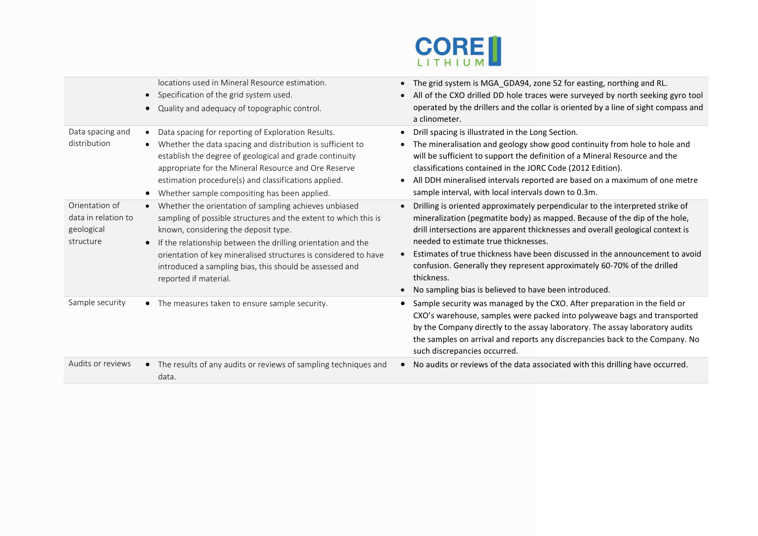| | | |
|---|---|---|
| | locations used in Mineral Resource estimation.<br>• Specification of the grid system used.<br>• Quality and adequacy of topographic control. | • The grid system is MGA_GDA94, zone 52 for easting, northing and RL.<br>• All of the CXO drilled DD hole traces were surveyed by north seeking gyro tool operated by the drillers and the collar is oriented by a line of sight compass and a clinometer. |
| Data spacing and distribution | • Data spacing for reporting of Exploration Results.<br>• Whether the data spacing and distribution is sufficient to establish the degree of geological and grade continuity appropriate for the Mineral Resource and Ore Reserve estimation procedure(s) and classifications applied.<br>• Whether sample compositing has been applied. | • Drill spacing is illustrated in the Long Section.<br>• The mineralisation and geology show good continuity from hole to hole and will be sufficient to support the definition of a Mineral Resource and the classifications contained in the JORC Code (2012 Edition).<br>• All DDH mineralised intervals reported are based on a maximum of one metre sample interval, with local intervals down to 0.3m. |
| Orientation of data in relation to geological structure | • Whether the orientation of sampling achieves unbiased sampling of possible structures and the extent to which this is known, considering the deposit type.<br>• If the relationship between the drilling orientation and the orientation of key mineralised structures is considered to have introduced a sampling bias, this should be assessed and reported if material. | • Drilling is oriented approximately perpendicular to the interpreted strike of mineralization (pegmatite body) as mapped. Because of the dip of the hole, drill intersections are apparent thicknesses and overall geological context is needed to estimate true thicknesses.<br>• Estimates of true thickness have been discussed in the announcement to avoid confusion. Generally they represent approximately 60-70% of the drilled thickness.<br>• No sampling bias is believed to have been introduced. |
| Sample security | • The measures taken to ensure sample security. | • Sample security was managed by the CXO. After preparation in the field or CXO's warehouse, samples were packed into polyweave bags and transported by the Company directly to the assay laboratory. The assay laboratory audits the samples on arrival and reports any discrepancies back to the Company. No such discrepancies occurred. |
| Audits or reviews | • The results of any audits or reviews of sampling techniques and data. | • No audits or reviews of the data associated with this drilling have occurred. |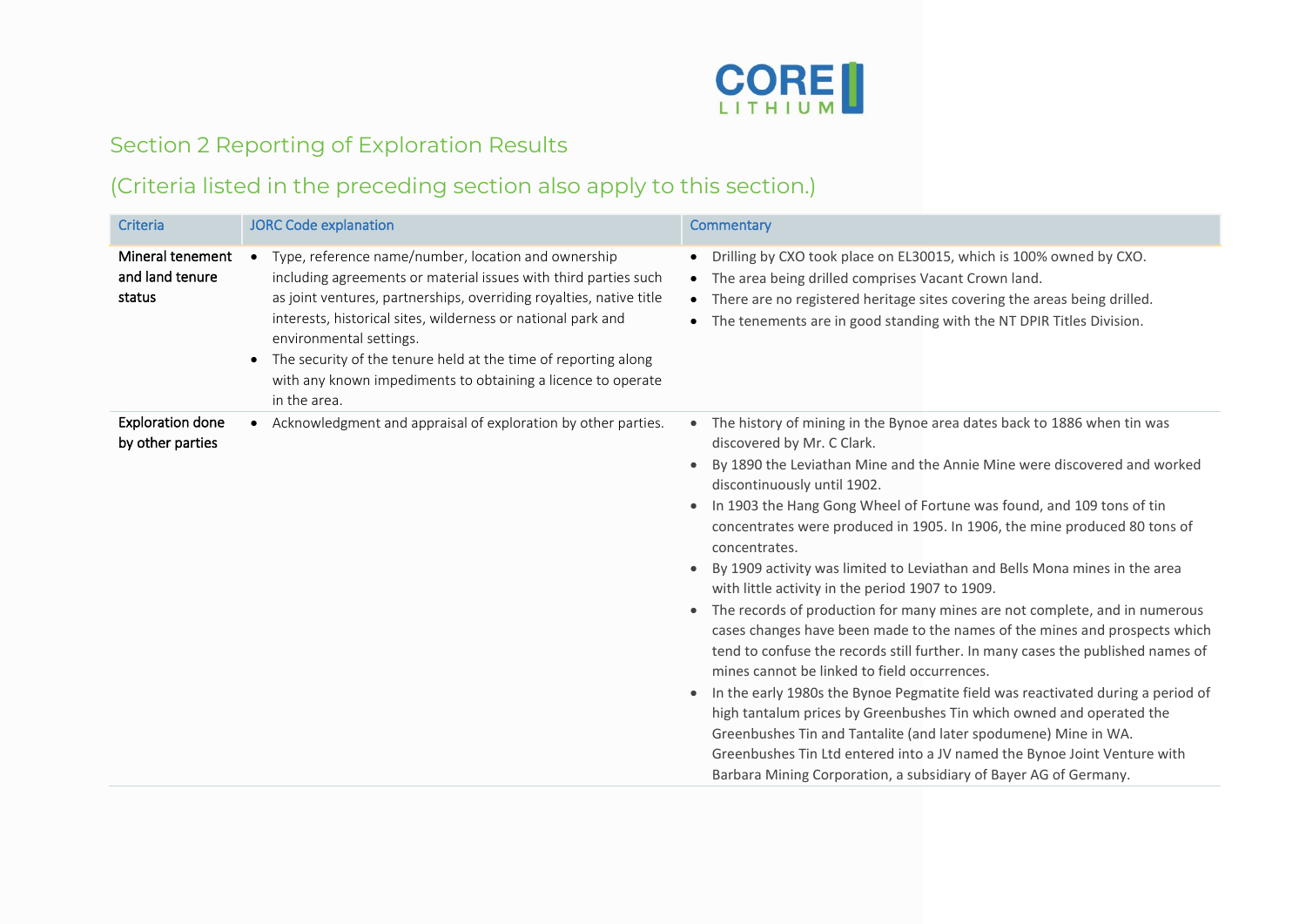## Section 2 Reporting of Exploration Results

## (Criteria listed in the preceding section also apply to this section.)

| Criteria | JORC Code explanation | Commentary |
|---|---|---|
| Mineral tenement and land tenure status | • Type, reference name/number, location and ownership including agreements or material issues with third parties such as joint ventures, partnerships, overriding royalties, native title interests, historical sites, wilderness or national park and environmental settings.<br>• The security of the tenure held at the time of reporting along with any known impediments to obtaining a licence to operate in the area. | • Drilling by CXO took place on EL30015, which is 100% owned by CXO.<br>• The area being drilled comprises Vacant Crown land.<br>• There are no registered heritage sites covering the areas being drilled.<br>• The tenements are in good standing with the NT DPIR Titles Division. |
| Exploration done by other parties | • Acknowledgment and appraisal of exploration by other parties. | • The history of mining in the Bynoe area dates back to 1886 when tin was discovered by Mr. C Clark.<br>• By 1890 the Leviathan Mine and the Annie Mine were discovered and worked discontinuously until 1902.<br>• In 1903 the Hang Gong Wheel of Fortune was found, and 109 tons of tin concentrates were produced in 1905. In 1906, the mine produced 80 tons of concentrates.<br>• By 1909 activity was limited to Leviathan and Bells Mona mines in the area with little activity in the period 1907 to 1909.<br>• The records of production for many mines are not complete, and in numerous cases changes have been made to the names of the mines and prospects which tend to confuse the records still further. In many cases the published names of mines cannot be linked to field occurrences.<br>• In the early 1980s the Bynoe Pegmatite field was reactivated during a period of high tantalum prices by Greenbushes Tin which owned and operated the Greenbushes Tin and Tantalite (and later spodumene) Mine in WA. Greenbushes Tin Ltd entered into a JV named the Bynoe Joint Venture with Barbara Mining Corporation, a subsidiary of Bayer AG of Germany. |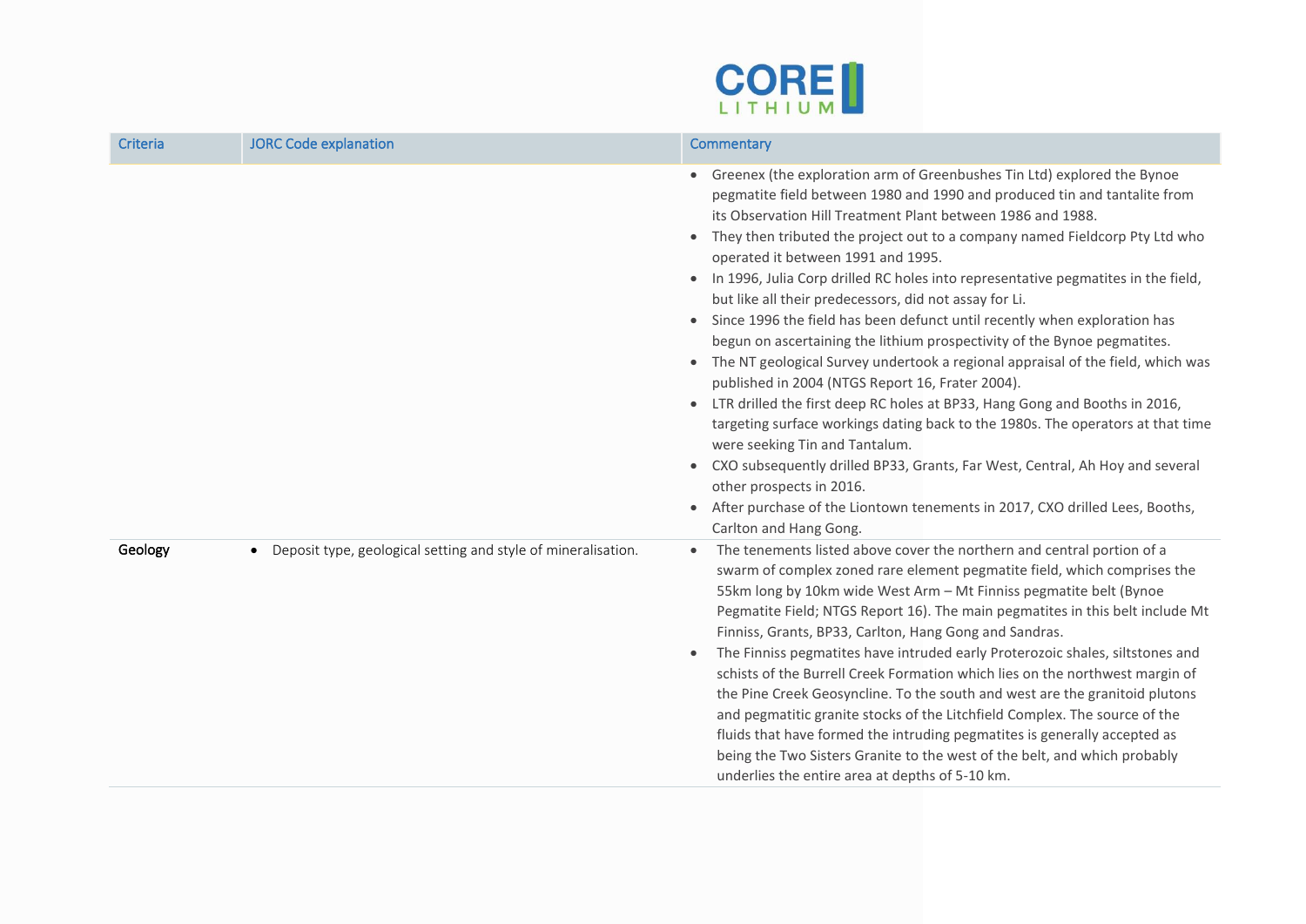| Criteria | JORC Code explanation | Commentary |
|---|---|---|
| | | • Greenex (the exploration arm of Greenbushes Tin Ltd) explored the Bynoe pegmatite field between 1980 and 1990 and produced tin and tantalite from its Observation Hill Treatment Plant between 1986 and 1988.<br>• They then tributed the project out to a company named Fieldcorp Pty Ltd who operated it between 1991 and 1995.<br>• In 1996, Julia Corp drilled RC holes into representative pegmatites in the field, but like all their predecessors, did not assay for Li.<br>• Since 1996 the field has been defunct until recently when exploration has begun on ascertaining the lithium prospectivity of the Bynoe pegmatites.<br>• The NT geological Survey undertook a regional appraisal of the field, which was published in 2004 (NTGS Report 16, Frater 2004).<br>• LTR drilled the first deep RC holes at BP33, Hang Gong and Booths in 2016, targeting surface workings dating back to the 1980s. The operators at that time were seeking Tin and Tantalum.<br>• CXO subsequently drilled BP33, Grants, Far West, Central, Ah Hoy and several other prospects in 2016.<br>• After purchase of the Liontown tenements in 2017, CXO drilled Lees, Booths, Carlton and Hang Gong. |
| Geology | • Deposit type, geological setting and style of mineralisation. | • The tenements listed above cover the northern and central portion of a swarm of complex zoned rare element pegmatite field, which comprises the 55km long by 10km wide West Arm – Mt Finniss pegmatite belt (Bynoe Pegmatite Field; NTGS Report 16). The main pegmatites in this belt include Mt Finniss, Grants, BP33, Carlton, Hang Gong and Sandras.<br>• The Finniss pegmatites have intruded early Proterozoic shales, siltstones and schists of the Burrell Creek Formation which lies on the northwest margin of the Pine Creek Geosyncline. To the south and west are the granitoid plutons and pegmatitic granite stocks of the Litchfield Complex. The source of the fluids that have formed the intruding pegmatites is generally accepted as being the Two Sisters Granite to the west of the belt, and which probably underlies the entire area at depths of 5-10 km. |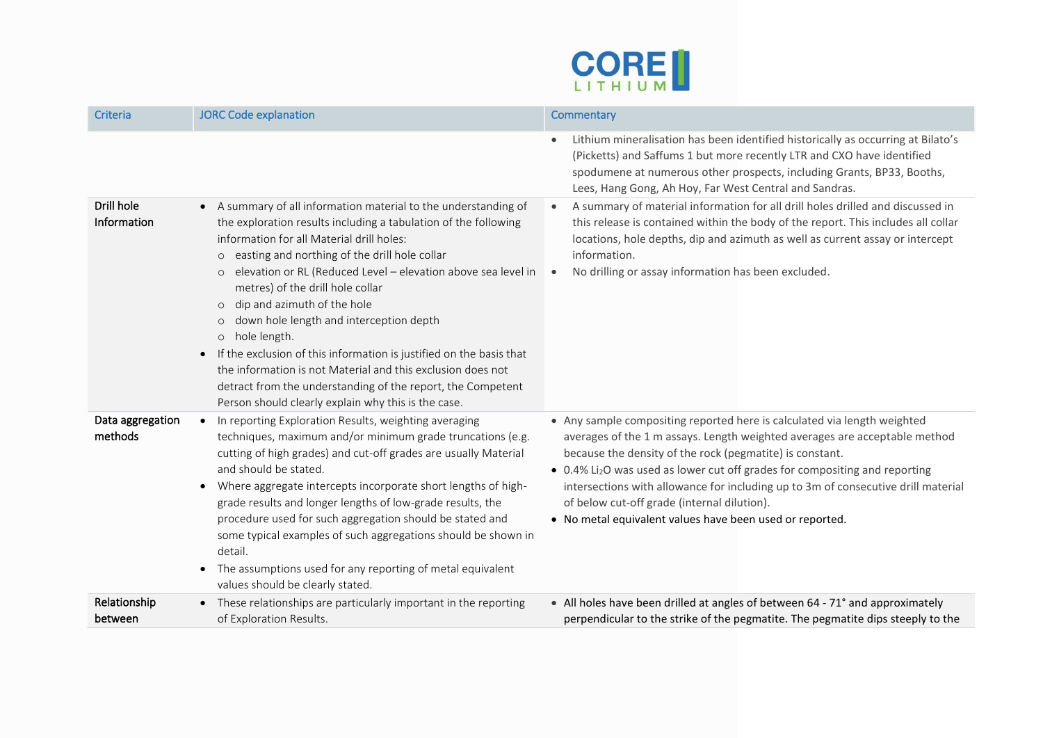| Criteria | JORC Code explanation | Commentary |
|---|---|---|
| | | • Lithium mineralisation has been identified historically as occurring at Bilato's (Picketts) and Saffums 1 but more recently LTR and CXO have identified spodumene at numerous other prospects, including Grants, BP33, Booths, Lees, Hang Gong, Ah Hoy, Far West Central and Sandras. |
| Drill hole Information | • A summary of all information material to the understanding of the exploration results including a tabulation of the following information for all Material drill holes:<br>o easting and northing of the drill hole collar<br>o elevation or RL (Reduced Level – elevation above sea level in metres) of the drill hole collar<br>o dip and azimuth of the hole<br>o down hole length and interception depth<br>o hole length.<br>• If the exclusion of this information is justified on the basis that the information is not Material and this exclusion does not detract from the understanding of the report, the Competent Person should clearly explain why this is the case. | • A summary of material information for all drill holes drilled and discussed in this release is contained within the body of the report. This includes all collar locations, hole depths, dip and azimuth as well as current assay or intercept information.<br>• No drilling or assay information has been excluded. |
| Data aggregation methods | • In reporting Exploration Results, weighting averaging techniques, maximum and/or minimum grade truncations (e.g. cutting of high grades) and cut-off grades are usually Material and should be stated.<br>• Where aggregate intercepts incorporate short lengths of high-grade results and longer lengths of low-grade results, the procedure used for such aggregation should be stated and some typical examples of such aggregations should be shown in detail.<br>• The assumptions used for any reporting of metal equivalent values should be clearly stated. | • Any sample compositing reported here is calculated via length weighted averages of the 1 m assays. Length weighted averages are acceptable method because the density of the rock (pegmatite) is constant.<br>• 0.4% $Li_2O$ was used as lower cut off grades for compositing and reporting intersections with allowance for including up to 3m of consecutive drill material of below cut-off grade (internal dilution).<br>• No metal equivalent values have been used or reported. |
| Relationship between | • These relationships are particularly important in the reporting of Exploration Results. | • All holes have been drilled at angles of between 64 - 71° and approximately perpendicular to the strike of the pegmatite. The pegmatite dips steeply to the |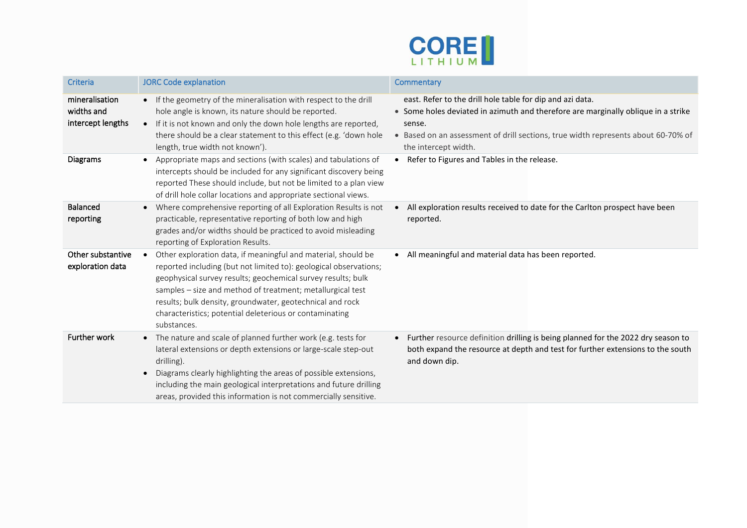| Criteria | JORC Code explanation | Commentary |
|---|---|---|
| mineralisation widths and intercept lengths | • If the geometry of the mineralisation with respect to the drill hole angle is known, its nature should be reported.<br>• If it is not known and only the down hole lengths are reported, there should be a clear statement to this effect (e.g. 'down hole length, true width not known'). | east. Refer to the drill hole table for dip and azi data.<br>• Some holes deviated in azimuth and therefore are marginally oblique in a strike sense.<br>• Based on an assessment of drill sections, true width represents about 60-70% of the intercept width. |
| Diagrams | • Appropriate maps and sections (with scales) and tabulations of intercepts should be included for any significant discovery being reported These should include, but not be limited to a plan view of drill hole collar locations and appropriate sectional views. | • Refer to Figures and Tables in the release. |
| Balanced reporting | • Where comprehensive reporting of all Exploration Results is not practicable, representative reporting of both low and high grades and/or widths should be practiced to avoid misleading reporting of Exploration Results. | • All exploration results received to date for the Carlton prospect have been reported. |
| Other substantive exploration data | • Other exploration data, if meaningful and material, should be reported including (but not limited to): geological observations; geophysical survey results; geochemical survey results; bulk samples – size and method of treatment; metallurgical test results; bulk density, groundwater, geotechnical and rock characteristics; potential deleterious or contaminating substances. | • All meaningful and material data has been reported. |
| Further work | • The nature and scale of planned further work (e.g. tests for lateral extensions or depth extensions or large-scale step-out drilling).<br>• Diagrams clearly highlighting the areas of possible extensions, including the main geological interpretations and future drilling areas, provided this information is not commercially sensitive. | • Further resource definition drilling is being planned for the 2022 dry season to both expand the resource at depth and test for further extensions to the south and down dip. |